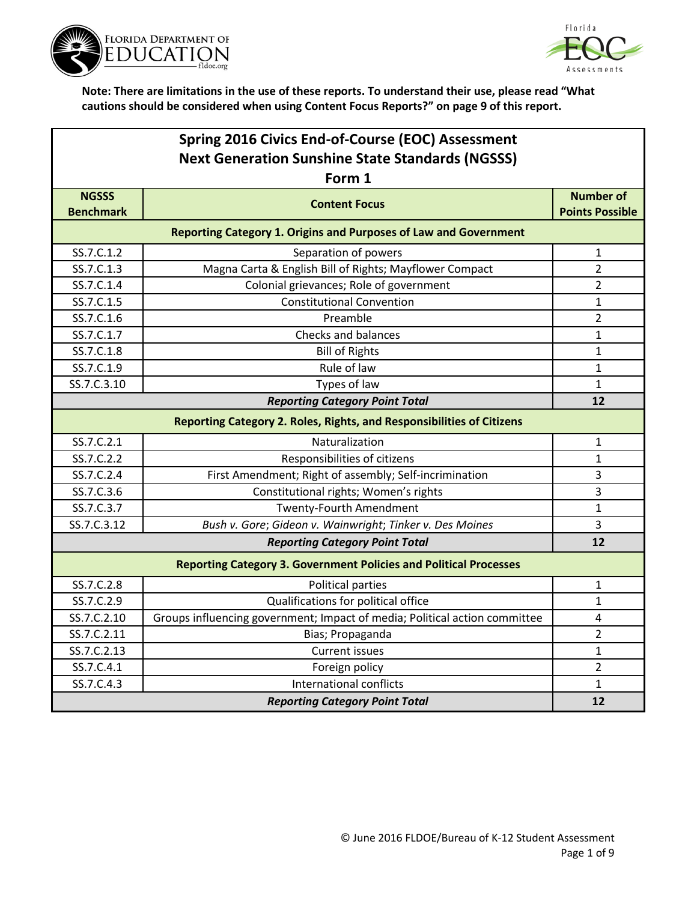**Note: There are limitations in the use of these reports. To understand their use, please read "What cautions should be considered when using Content Focus Reports?" on page 9 of this report.**

## Spring 2016 Civics End-of-Course (EOC) Assessment
## Next Generation Sunshine State Standards (NGSSS)
### Form 1

| NGSSS Benchmark | Content Focus | Number of Points Possible |
|---|---|---|
| **Reporting Category 1. Origins and Purposes of Law and Government** | | |
| SS.7.C.1.2 | Separation of powers | 1 |
| SS.7.C.1.3 | Magna Carta & English Bill of Rights; Mayflower Compact | 2 |
| SS.7.C.1.4 | Colonial grievances; Role of government | 2 |
| SS.7.C.1.5 | Constitutional Convention | 1 |
| SS.7.C.1.6 | Preamble | 2 |
| SS.7.C.1.7 | Checks and balances | 1 |
| SS.7.C.1.8 | Bill of Rights | 1 |
| SS.7.C.1.9 | Rule of law | 1 |
| SS.7.C.3.10 | Types of law | 1 |
| | ***Reporting Category Point Total*** | **12** |
| **Reporting Category 2. Roles, Rights, and Responsibilities of Citizens** | | |
| SS.7.C.2.1 | Naturalization | 1 |
| SS.7.C.2.2 | Responsibilities of citizens | 1 |
| SS.7.C.2.4 | First Amendment; Right of assembly; Self-incrimination | 3 |
| SS.7.C.3.6 | Constitutional rights; Women's rights | 3 |
| SS.7.C.3.7 | Twenty-Fourth Amendment | 1 |
| SS.7.C.3.12 | *Bush v. Gore*; *Gideon v. Wainwright*; *Tinker v. Des Moines* | 3 |
| | ***Reporting Category Point Total*** | **12** |
| **Reporting Category 3. Government Policies and Political Processes** | | |
| SS.7.C.2.8 | Political parties | 1 |
| SS.7.C.2.9 | Qualifications for political office | 1 |
| SS.7.C.2.10 | Groups influencing government; Impact of media; Political action committee | 4 |
| SS.7.C.2.11 | Bias; Propaganda | 2 |
| SS.7.C.2.13 | Current issues | 1 |
| SS.7.C.4.1 | Foreign policy | 2 |
| SS.7.C.4.3 | International conflicts | 1 |
| | ***Reporting Category Point Total*** | **12** |

© June 2016 FLDOE/Bureau of K-12 Student Assessment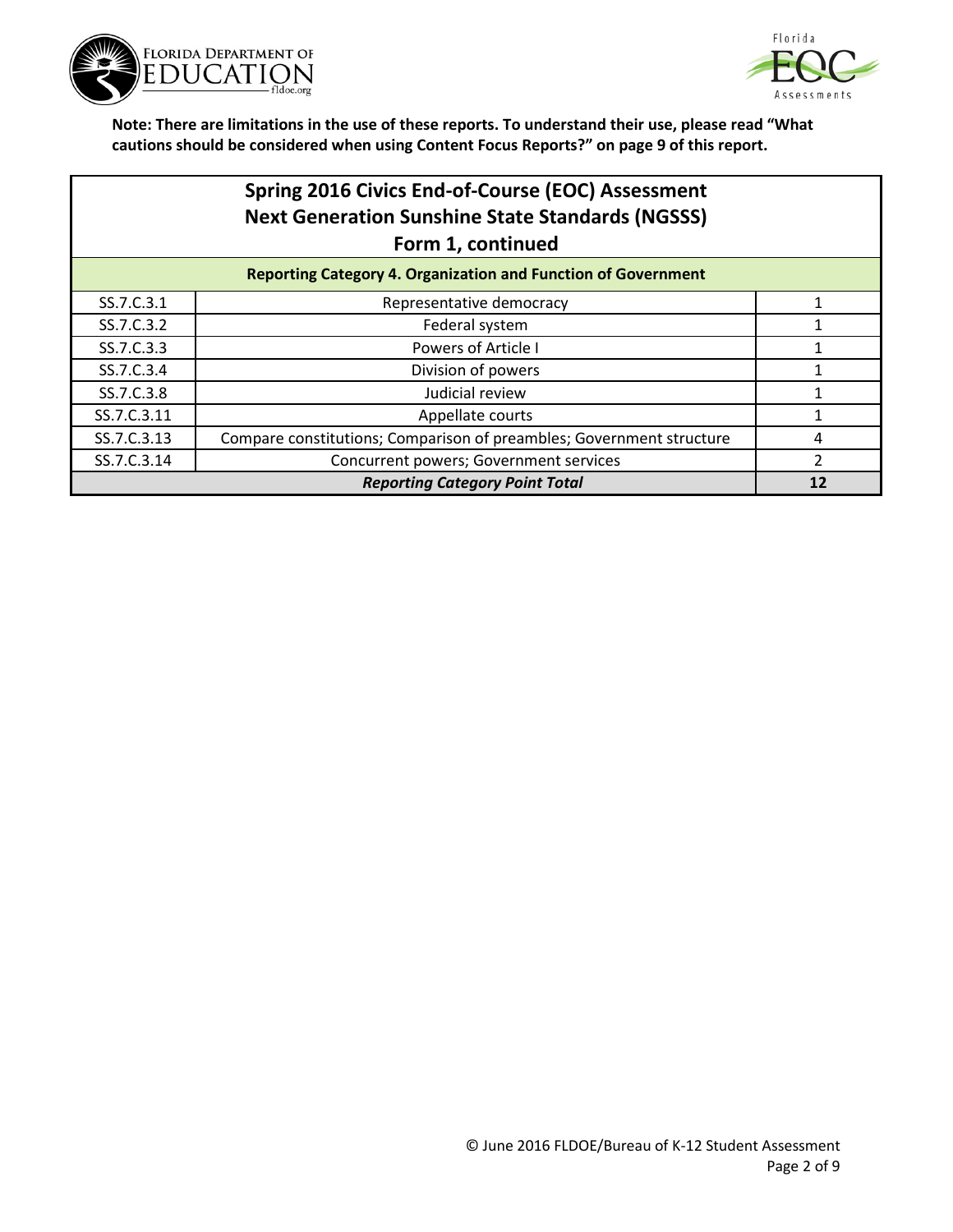**Note: There are limitations in the use of these reports. To understand their use, please read "What cautions should be considered when using Content Focus Reports?" on page 9 of this report.**

## Spring 2016 Civics End-of-Course (EOC) Assessment
## Next Generation Sunshine State Standards (NGSSS)
## Form 1, continued

| Reporting Category 4. Organization and Function of Government | | |
|---|---|---|
| SS.7.C.3.1 | Representative democracy | 1 |
| SS.7.C.3.2 | Federal system | 1 |
| SS.7.C.3.3 | Powers of Article I | 1 |
| SS.7.C.3.4 | Division of powers | 1 |
| SS.7.C.3.8 | Judicial review | 1 |
| SS.7.C.3.11 | Appellate courts | 1 |
| SS.7.C.3.13 | Compare constitutions; Comparison of preambles; Government structure | 4 |
| SS.7.C.3.14 | Concurrent powers; Government services | 2 |
| ***Reporting Category Point Total*** | | **12** |

© June 2016 FLDOE/Bureau of K-12 Student Assessment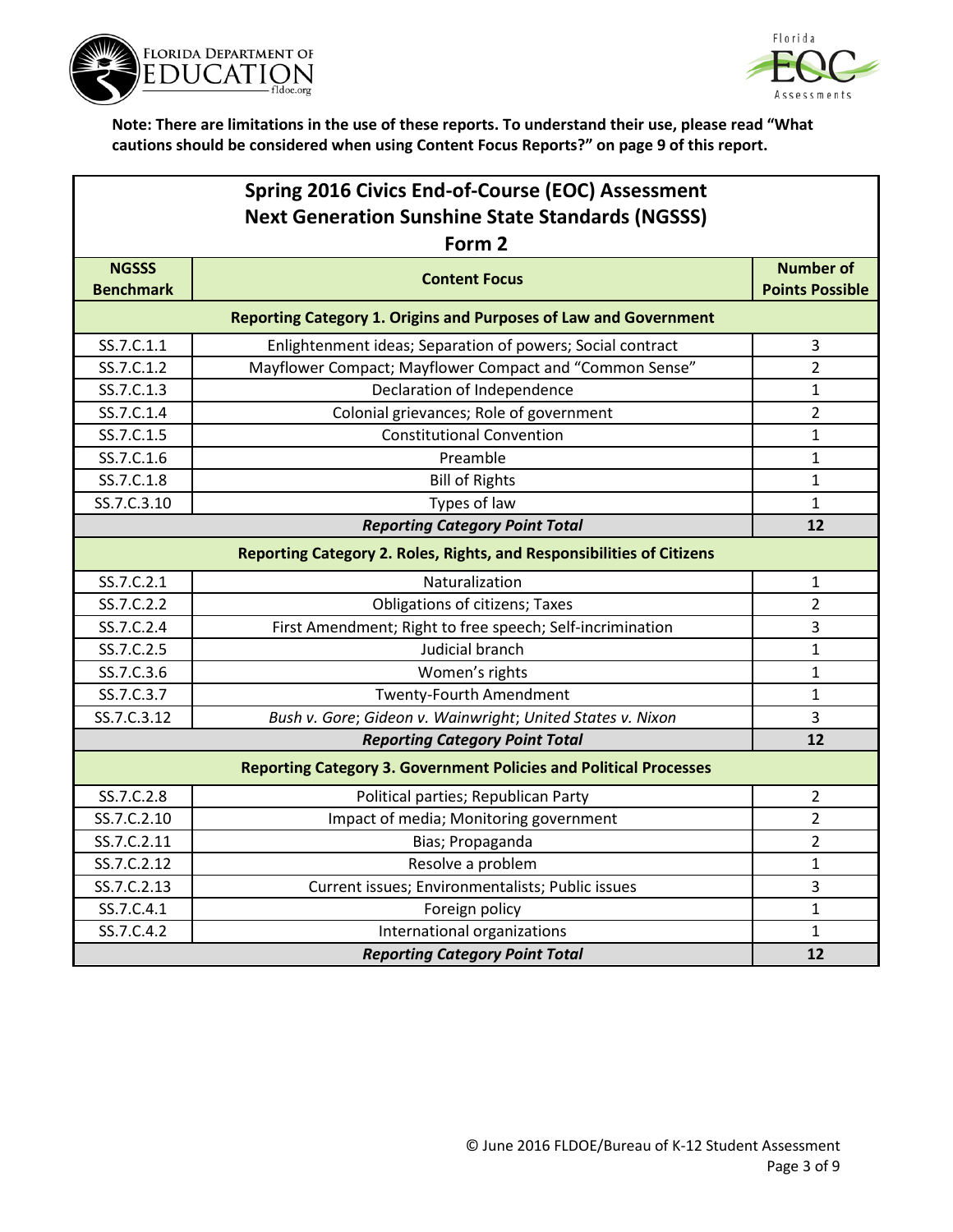**Note: There are limitations in the use of these reports. To understand their use, please read "What cautions should be considered when using Content Focus Reports?" on page 9 of this report.**

| **Spring 2016 Civics End-of-Course (EOC) Assessment Next Generation Sunshine State Standards (NGSSS) Form 2** | | |
|---|---|---|
| **NGSSS Benchmark** | **Content Focus** | **Number of Points Possible** |
| **Reporting Category 1. Origins and Purposes of Law and Government** | | |
| SS.7.C.1.1 | Enlightenment ideas; Separation of powers; Social contract | 3 |
| SS.7.C.1.2 | Mayflower Compact; Mayflower Compact and "Common Sense" | 2 |
| SS.7.C.1.3 | Declaration of Independence | 1 |
| SS.7.C.1.4 | Colonial grievances; Role of government | 2 |
| SS.7.C.1.5 | Constitutional Convention | 1 |
| SS.7.C.1.6 | Preamble | 1 |
| SS.7.C.1.8 | Bill of Rights | 1 |
| SS.7.C.3.10 | Types of law | 1 |
| ***Reporting Category Point Total*** | | **12** |
| **Reporting Category 2. Roles, Rights, and Responsibilities of Citizens** | | |
| SS.7.C.2.1 | Naturalization | 1 |
| SS.7.C.2.2 | Obligations of citizens; Taxes | 2 |
| SS.7.C.2.4 | First Amendment; Right to free speech; Self-incrimination | 3 |
| SS.7.C.2.5 | Judicial branch | 1 |
| SS.7.C.3.6 | Women's rights | 1 |
| SS.7.C.3.7 | Twenty-Fourth Amendment | 1 |
| SS.7.C.3.12 | *Bush v. Gore*; *Gideon v. Wainwright*; *United States v. Nixon* | 3 |
| ***Reporting Category Point Total*** | | **12** |
| **Reporting Category 3. Government Policies and Political Processes** | | |
| SS.7.C.2.8 | Political parties; Republican Party | 2 |
| SS.7.C.2.10 | Impact of media; Monitoring government | 2 |
| SS.7.C.2.11 | Bias; Propaganda | 2 |
| SS.7.C.2.12 | Resolve a problem | 1 |
| SS.7.C.2.13 | Current issues; Environmentalists; Public issues | 3 |
| SS.7.C.4.1 | Foreign policy | 1 |
| SS.7.C.4.2 | International organizations | 1 |
| ***Reporting Category Point Total*** | | **12** |

© June 2016 FLDOE/Bureau of K-12 Student Assessment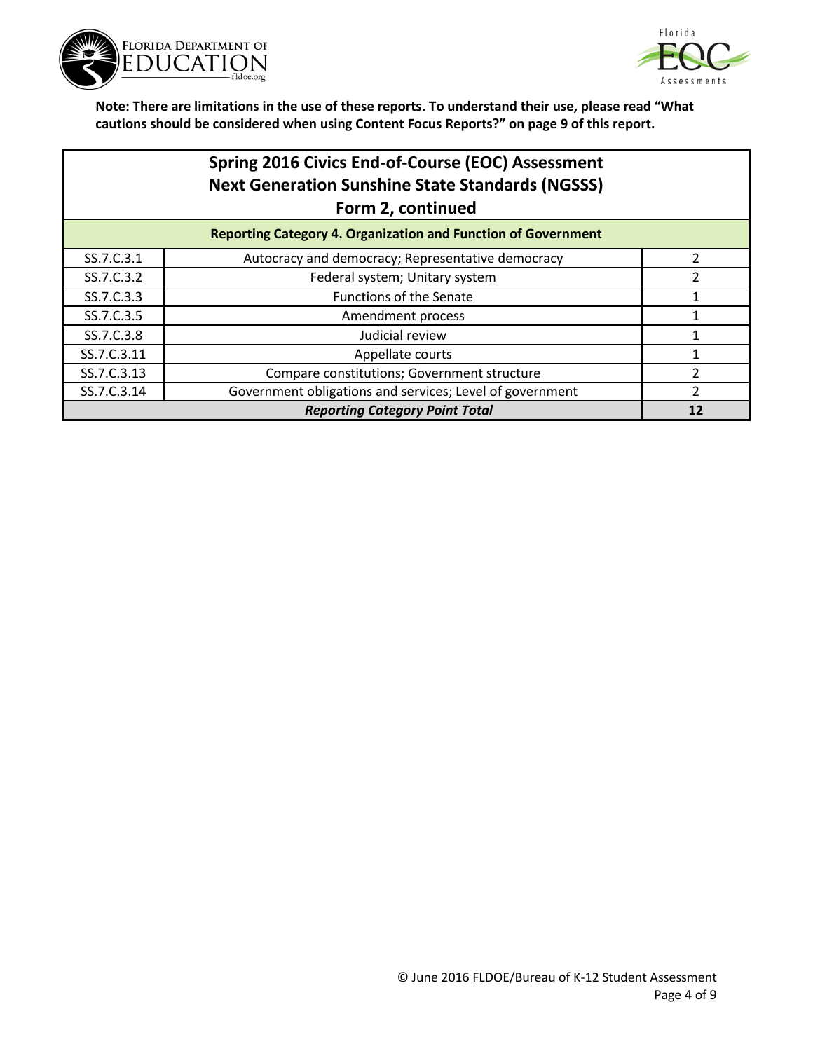**Note: There are limitations in the use of these reports. To understand their use, please read "What cautions should be considered when using Content Focus Reports?" on page 9 of this report.**

## Spring 2016 Civics End-of-Course (EOC) Assessment
## Next Generation Sunshine State Standards (NGSSS)
## Form 2, continued

| Reporting Category 4. Organization and Function of Government | | |
|---|---|---|
| SS.7.C.3.1 | Autocracy and democracy; Representative democracy | 2 |
| SS.7.C.3.2 | Federal system; Unitary system | 2 |
| SS.7.C.3.3 | Functions of the Senate | 1 |
| SS.7.C.3.5 | Amendment process | 1 |
| SS.7.C.3.8 | Judicial review | 1 |
| SS.7.C.3.11 | Appellate courts | 1 |
| SS.7.C.3.13 | Compare constitutions; Government structure | 2 |
| SS.7.C.3.14 | Government obligations and services; Level of government | 2 |
| ***Reporting Category Point Total*** | | **12** |

© June 2016 FLDOE/Bureau of K-12 Student Assessment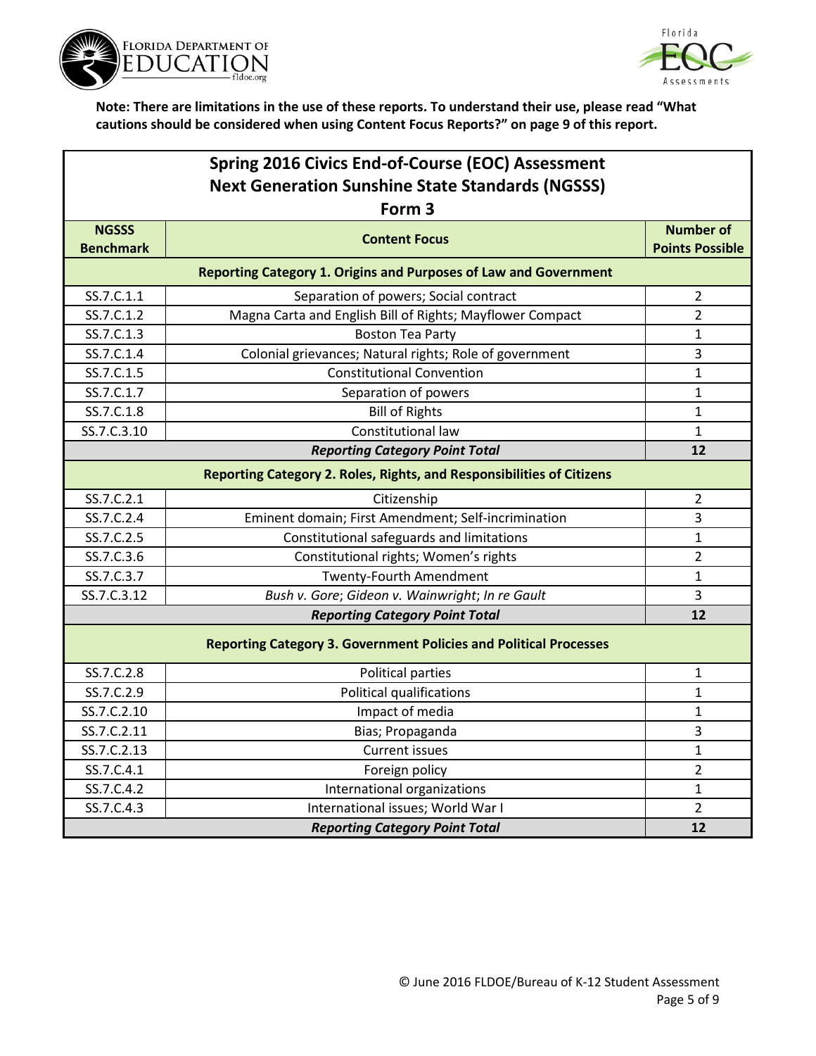**Note: There are limitations in the use of these reports. To understand their use, please read "What cautions should be considered when using Content Focus Reports?" on page 9 of this report.**

## Spring 2016 Civics End-of-Course (EOC) Assessment Next Generation Sunshine State Standards (NGSSS) Form 3

| NGSSS Benchmark | Content Focus | Number of Points Possible |
|---|---|---|
| **Reporting Category 1. Origins and Purposes of Law and Government** | | |
| SS.7.C.1.1 | Separation of powers; Social contract | 2 |
| SS.7.C.1.2 | Magna Carta and English Bill of Rights; Mayflower Compact | 2 |
| SS.7.C.1.3 | Boston Tea Party | 1 |
| SS.7.C.1.4 | Colonial grievances; Natural rights; Role of government | 3 |
| SS.7.C.1.5 | Constitutional Convention | 1 |
| SS.7.C.1.7 | Separation of powers | 1 |
| SS.7.C.1.8 | Bill of Rights | 1 |
| SS.7.C.3.10 | Constitutional law | 1 |
| ***Reporting Category Point Total*** | | **12** |
| **Reporting Category 2. Roles, Rights, and Responsibilities of Citizens** | | |
| SS.7.C.2.1 | Citizenship | 2 |
| SS.7.C.2.4 | Eminent domain; First Amendment; Self-incrimination | 3 |
| SS.7.C.2.5 | Constitutional safeguards and limitations | 1 |
| SS.7.C.3.6 | Constitutional rights; Women's rights | 2 |
| SS.7.C.3.7 | Twenty-Fourth Amendment | 1 |
| SS.7.C.3.12 | *Bush v. Gore*; *Gideon v. Wainwright*; *In re Gault* | 3 |
| ***Reporting Category Point Total*** | | **12** |
| **Reporting Category 3. Government Policies and Political Processes** | | |
| SS.7.C.2.8 | Political parties | 1 |
| SS.7.C.2.9 | Political qualifications | 1 |
| SS.7.C.2.10 | Impact of media | 1 |
| SS.7.C.2.11 | Bias; Propaganda | 3 |
| SS.7.C.2.13 | Current issues | 1 |
| SS.7.C.4.1 | Foreign policy | 2 |
| SS.7.C.4.2 | International organizations | 1 |
| SS.7.C.4.3 | International issues; World War I | 2 |
| ***Reporting Category Point Total*** | | **12** |

© June 2016 FLDOE/Bureau of K-12 Student Assessment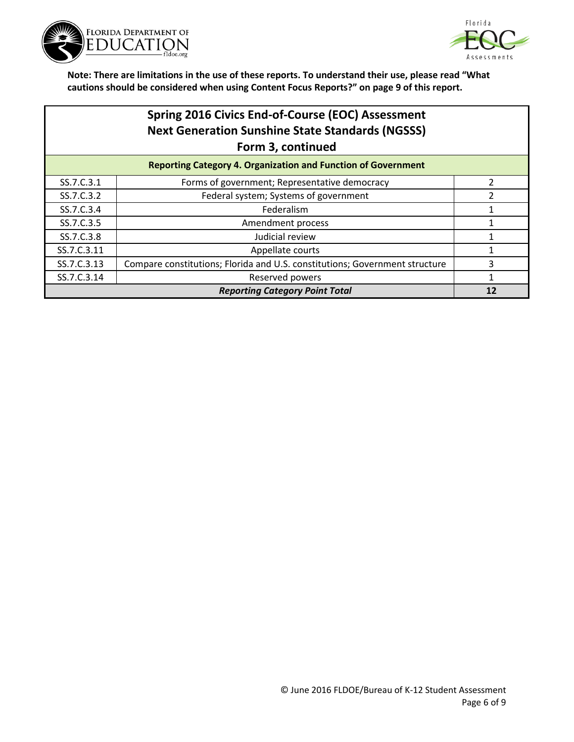**Note: There are limitations in the use of these reports. To understand their use, please read "What cautions should be considered when using Content Focus Reports?" on page 9 of this report.**

## Spring 2016 Civics End-of-Course (EOC) Assessment
## Next Generation Sunshine State Standards (NGSSS)
## Form 3, continued

| Reporting Category 4. Organization and Function of Government | | |
|---|---|---|
| SS.7.C.3.1 | Forms of government; Representative democracy | 2 |
| SS.7.C.3.2 | Federal system; Systems of government | 2 |
| SS.7.C.3.4 | Federalism | 1 |
| SS.7.C.3.5 | Amendment process | 1 |
| SS.7.C.3.8 | Judicial review | 1 |
| SS.7.C.3.11 | Appellate courts | 1 |
| SS.7.C.3.13 | Compare constitutions; Florida and U.S. constitutions; Government structure | 3 |
| SS.7.C.3.14 | Reserved powers | 1 |
| ***Reporting Category Point Total*** | | **12** |

© June 2016 FLDOE/Bureau of K-12 Student Assessment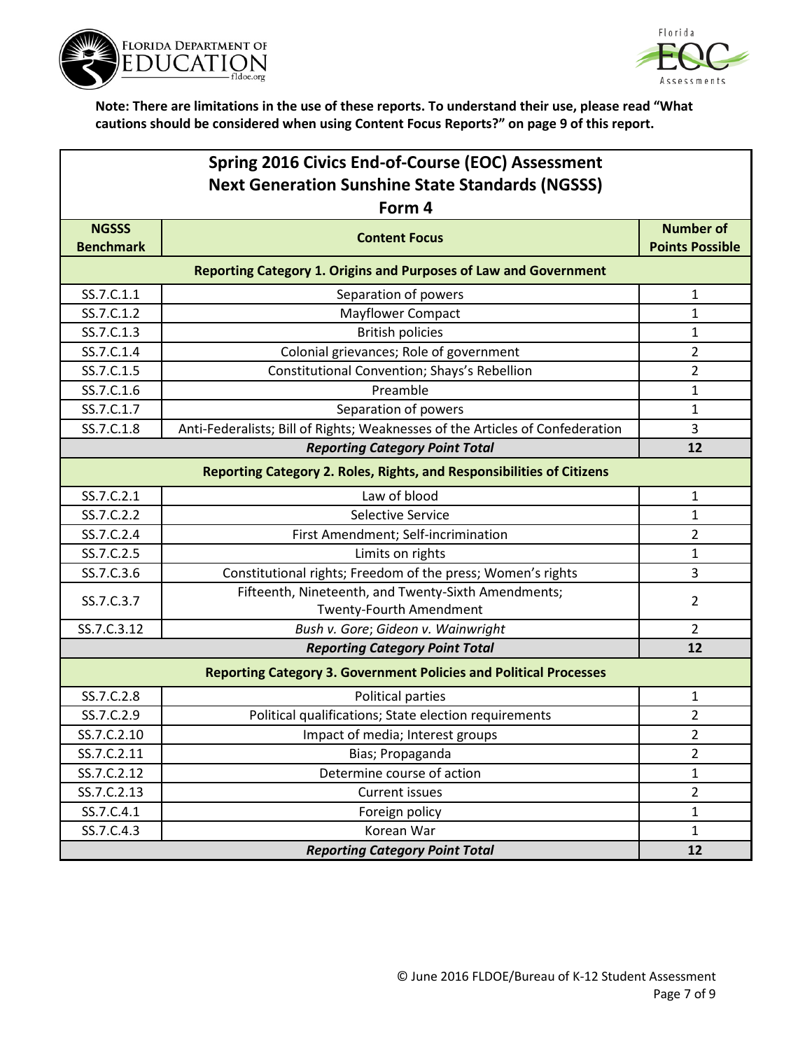**Note: There are limitations in the use of these reports. To understand their use, please read "What cautions should be considered when using Content Focus Reports?" on page 9 of this report.**

## Spring 2016 Civics End-of-Course (EOC) Assessment
## Next Generation Sunshine State Standards (NGSSS)
### Form 4

| NGSSS Benchmark | Content Focus | Number of Points Possible |
|---|---|---|
| **Reporting Category 1. Origins and Purposes of Law and Government** | | |
| SS.7.C.1.1 | Separation of powers | 1 |
| SS.7.C.1.2 | Mayflower Compact | 1 |
| SS.7.C.1.3 | British policies | 1 |
| SS.7.C.1.4 | Colonial grievances; Role of government | 2 |
| SS.7.C.1.5 | Constitutional Convention; Shays's Rebellion | 2 |
| SS.7.C.1.6 | Preamble | 1 |
| SS.7.C.1.7 | Separation of powers | 1 |
| SS.7.C.1.8 | Anti-Federalists; Bill of Rights; Weaknesses of the Articles of Confederation | 3 |
| ***Reporting Category Point Total*** | | **12** |
| **Reporting Category 2. Roles, Rights, and Responsibilities of Citizens** | | |
| SS.7.C.2.1 | Law of blood | 1 |
| SS.7.C.2.2 | Selective Service | 1 |
| SS.7.C.2.4 | First Amendment; Self-incrimination | 2 |
| SS.7.C.2.5 | Limits on rights | 1 |
| SS.7.C.3.6 | Constitutional rights; Freedom of the press; Women's rights | 3 |
| SS.7.C.3.7 | Fifteenth, Nineteenth, and Twenty-Sixth Amendments; Twenty-Fourth Amendment | 2 |
| SS.7.C.3.12 | *Bush v. Gore*; *Gideon v. Wainwright* | 2 |
| ***Reporting Category Point Total*** | | **12** |
| **Reporting Category 3. Government Policies and Political Processes** | | |
| SS.7.C.2.8 | Political parties | 1 |
| SS.7.C.2.9 | Political qualifications; State election requirements | 2 |
| SS.7.C.2.10 | Impact of media; Interest groups | 2 |
| SS.7.C.2.11 | Bias; Propaganda | 2 |
| SS.7.C.2.12 | Determine course of action | 1 |
| SS.7.C.2.13 | Current issues | 2 |
| SS.7.C.4.1 | Foreign policy | 1 |
| SS.7.C.4.3 | Korean War | 1 |
| ***Reporting Category Point Total*** | | **12** |

© June 2016 FLDOE/Bureau of K-12 Student Assessment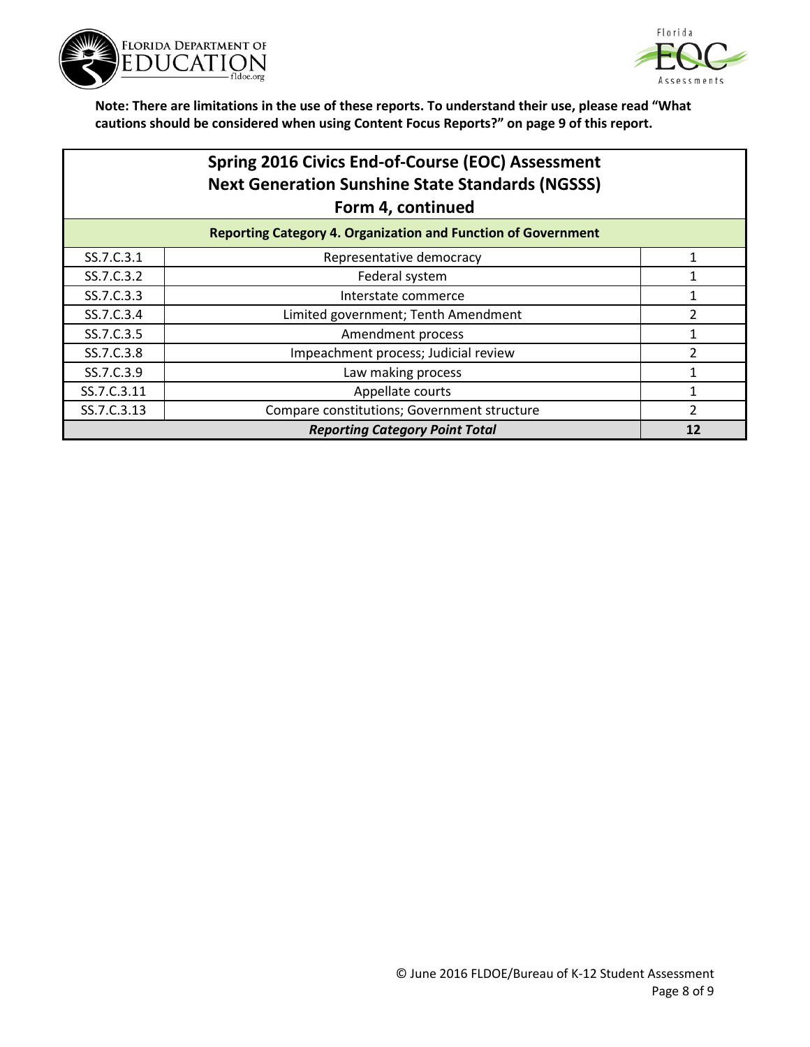**Note: There are limitations in the use of these reports. To understand their use, please read "What cautions should be considered when using Content Focus Reports?" on page 9 of this report.**

## Spring 2016 Civics End-of-Course (EOC) Assessment
## Next Generation Sunshine State Standards (NGSSS)
## Form 4, continued

| Reporting Category 4. Organization and Function of Government | | |
|---|---|---|
| SS.7.C.3.1 | Representative democracy | 1 |
| SS.7.C.3.2 | Federal system | 1 |
| SS.7.C.3.3 | Interstate commerce | 1 |
| SS.7.C.3.4 | Limited government; Tenth Amendment | 2 |
| SS.7.C.3.5 | Amendment process | 1 |
| SS.7.C.3.8 | Impeachment process; Judicial review | 2 |
| SS.7.C.3.9 | Law making process | 1 |
| SS.7.C.3.11 | Appellate courts | 1 |
| SS.7.C.3.13 | Compare constitutions; Government structure | 2 |
| | ***Reporting Category Point Total*** | **12** |

© June 2016 FLDOE/Bureau of K-12 Student Assessment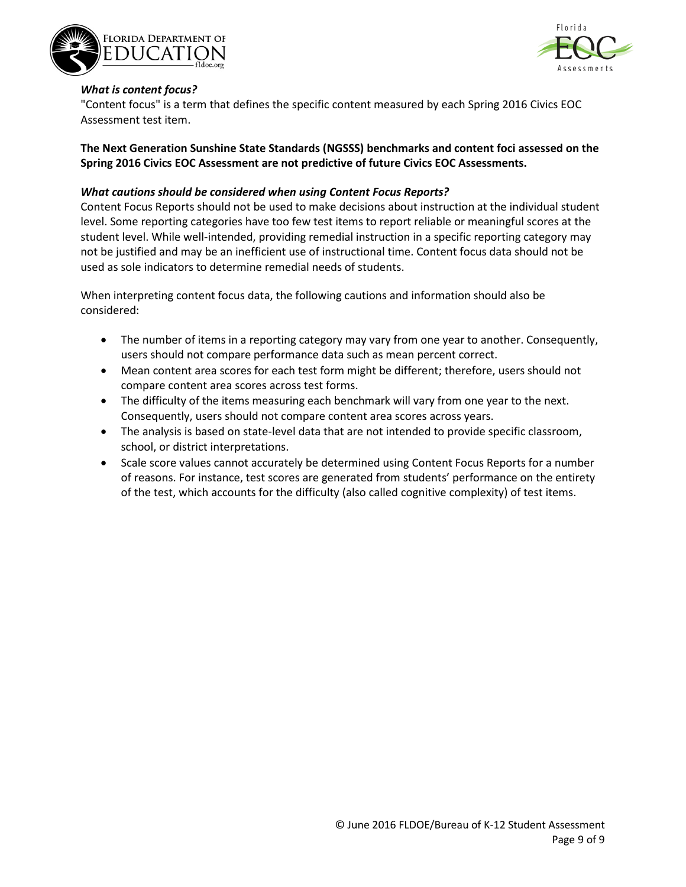***What is content focus?***

"Content focus" is a term that defines the specific content measured by each Spring 2016 Civics EOC Assessment test item.

**The Next Generation Sunshine State Standards (NGSSS) benchmarks and content foci assessed on the Spring 2016 Civics EOC Assessment are not predictive of future Civics EOC Assessments.**

***What cautions should be considered when using Content Focus Reports?***

Content Focus Reports should not be used to make decisions about instruction at the individual student level. Some reporting categories have too few test items to report reliable or meaningful scores at the student level. While well-intended, providing remedial instruction in a specific reporting category may not be justified and may be an inefficient use of instructional time. Content focus data should not be used as sole indicators to determine remedial needs of students.

When interpreting content focus data, the following cautions and information should also be considered:

- The number of items in a reporting category may vary from one year to another. Consequently, users should not compare performance data such as mean percent correct.
- Mean content area scores for each test form might be different; therefore, users should not compare content area scores across test forms.
- The difficulty of the items measuring each benchmark will vary from one year to the next. Consequently, users should not compare content area scores across years.
- The analysis is based on state-level data that are not intended to provide specific classroom, school, or district interpretations.
- Scale score values cannot accurately be determined using Content Focus Reports for a number of reasons. For instance, test scores are generated from students' performance on the entirety of the test, which accounts for the difficulty (also called cognitive complexity) of test items.

© June 2016 FLDOE/Bureau of K-12 Student Assessment